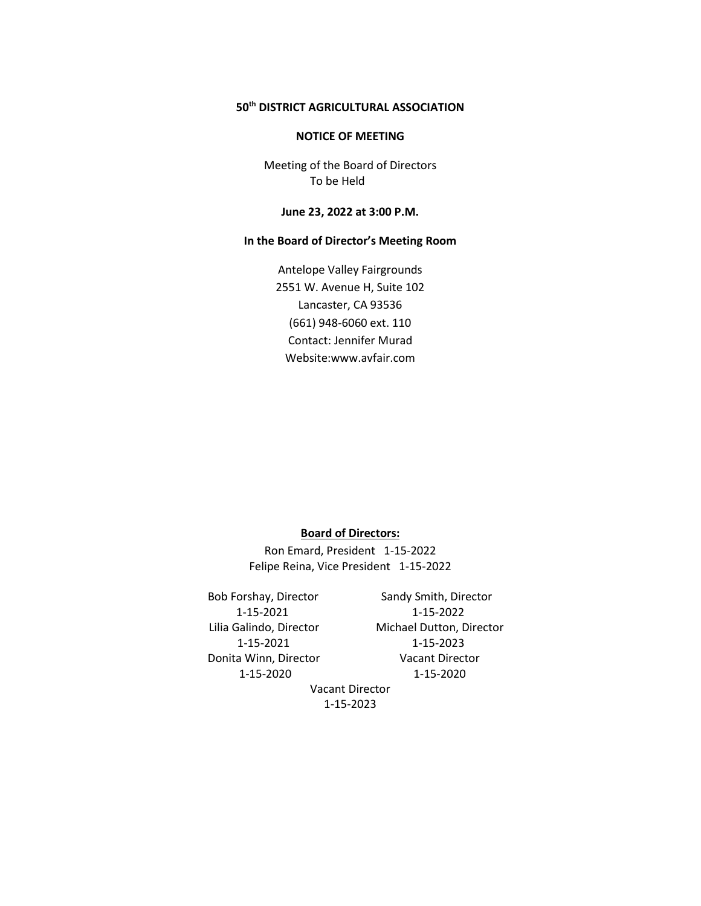# 50th DISTRICT AGRICULTURAL ASSOCIATION

## NOTICE OF MEETING

Meeting of the Board of Directors
To be Held

**June 23, 2022 at 3:00 P.M.**

**In the Board of Director's Meeting Room**

Antelope Valley Fairgrounds
2551 W. Avenue H, Suite 102
Lancaster, CA 93536
(661) 948-6060 ext. 110
Contact: Jennifer Murad
Website:www.avfair.com

**Board of Directors:**

Ron Emard, President 1-15-2022
Felipe Reina, Vice President 1-15-2022

Bob Forshay, Director
1-15-2021

Lilia Galindo, Director
1-15-2021

Donita Winn, Director
1-15-2020

Sandy Smith, Director
1-15-2022

Michael Dutton, Director
1-15-2023

Vacant Director
1-15-2020

Vacant Director
1-15-2023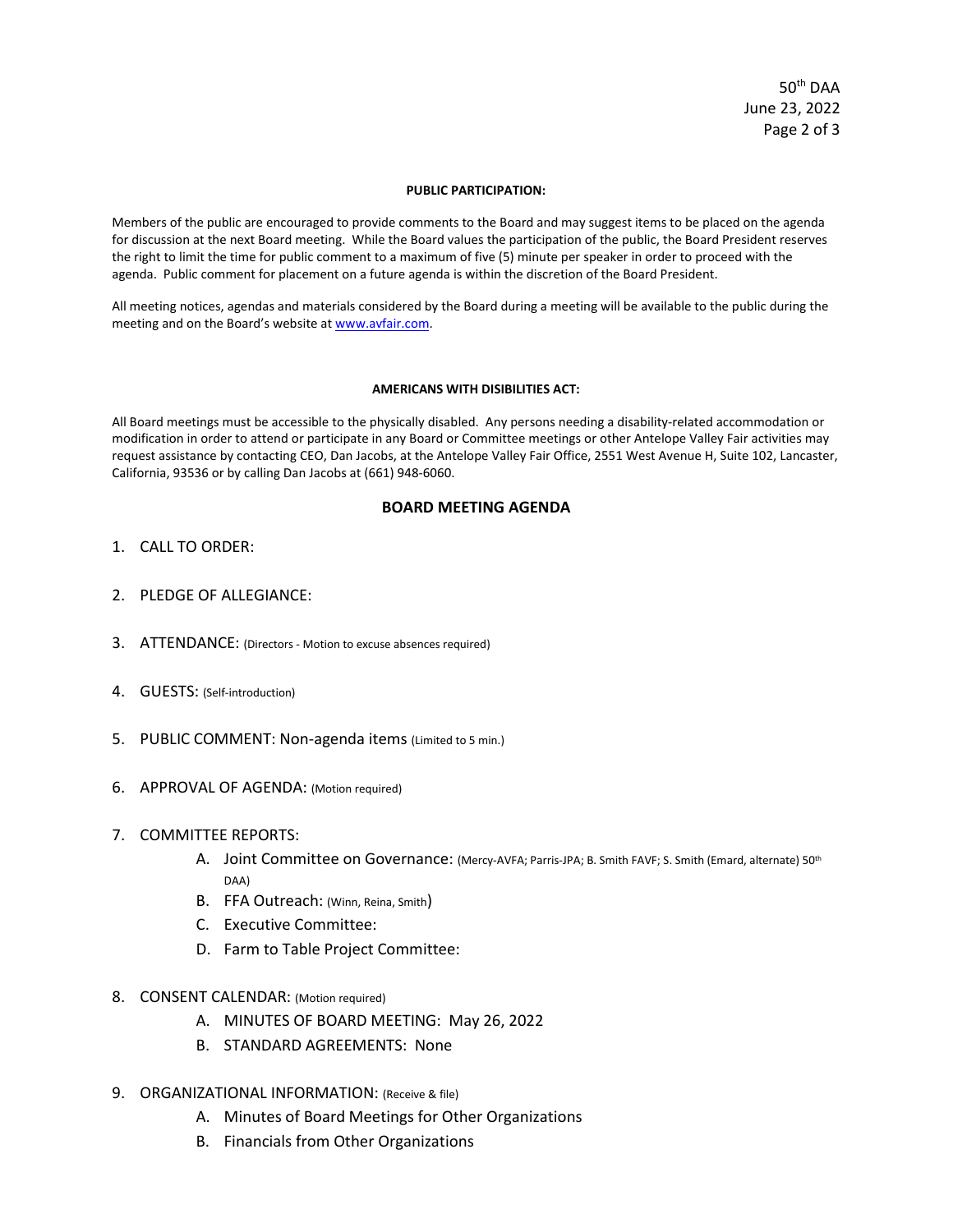**PUBLIC PARTICIPATION:**

Members of the public are encouraged to provide comments to the Board and may suggest items to be placed on the agenda for discussion at the next Board meeting. While the Board values the participation of the public, the Board President reserves the right to limit the time for public comment to a maximum of five (5) minute per speaker in order to proceed with the agenda. Public comment for placement on a future agenda is within the discretion of the Board President.

All meeting notices, agendas and materials considered by the Board during a meeting will be available to the public during the meeting and on the Board's website at www.avfair.com.

**AMERICANS WITH DISIBILITIES ACT:**

All Board meetings must be accessible to the physically disabled. Any persons needing a disability-related accommodation or modification in order to attend or participate in any Board or Committee meetings or other Antelope Valley Fair activities may request assistance by contacting CEO, Dan Jacobs, at the Antelope Valley Fair Office, 2551 West Avenue H, Suite 102, Lancaster, California, 93536 or by calling Dan Jacobs at (661) 948-6060.

## BOARD MEETING AGENDA

1. CALL TO ORDER:
2. PLEDGE OF ALLEGIANCE:
3. ATTENDANCE: (Directors - Motion to excuse absences required)
4. GUESTS: (Self-introduction)
5. PUBLIC COMMENT: Non-agenda items (Limited to 5 min.)
6. APPROVAL OF AGENDA: (Motion required)
7. COMMITTEE REPORTS:
    - A. Joint Committee on Governance: (Mercy-AVFA; Parris-JPA; B. Smith FAVF; S. Smith (Emard, alternate) 50th DAA)
    - B. FFA Outreach: (Winn, Reina, Smith)
    - C. Executive Committee:
    - D. Farm to Table Project Committee:
8. CONSENT CALENDAR: (Motion required)
    - A. MINUTES OF BOARD MEETING: May 26, 2022
    - B. STANDARD AGREEMENTS: None
9. ORGANIZATIONAL INFORMATION: (Receive & file)
    - A. Minutes of Board Meetings for Other Organizations
    - B. Financials from Other Organizations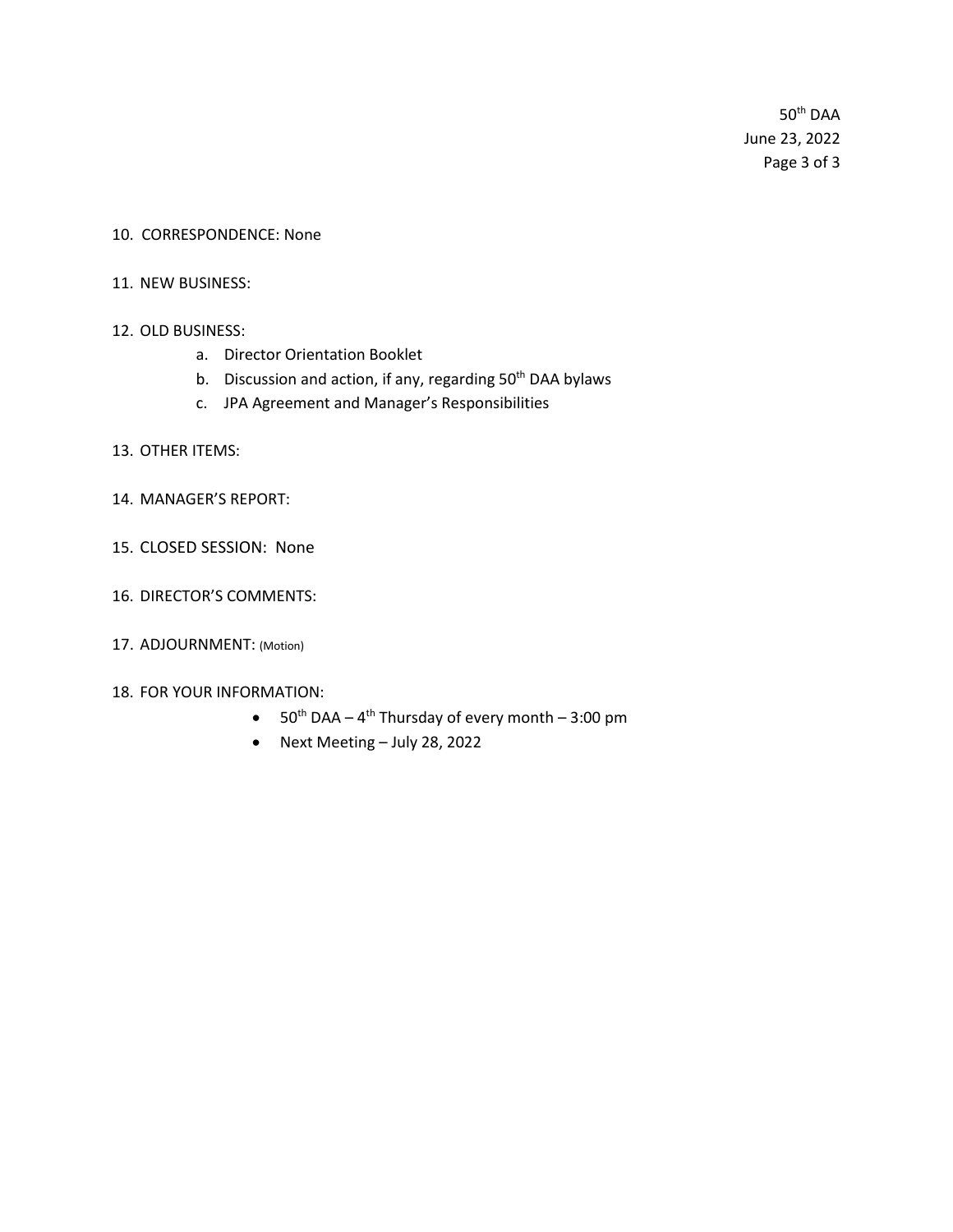10. CORRESPONDENCE: None

11. NEW BUSINESS:

12. OLD BUSINESS:
    a. Director Orientation Booklet
    b. Discussion and action, if any, regarding 50th DAA bylaws
    c. JPA Agreement and Manager's Responsibilities

13. OTHER ITEMS:

14. MANAGER'S REPORT:

15. CLOSED SESSION: None

16. DIRECTOR'S COMMENTS:

17. ADJOURNMENT: (Motion)

18. FOR YOUR INFORMATION:
    - 50th DAA – 4th Thursday of every month – 3:00 pm
    - Next Meeting – July 28, 2022